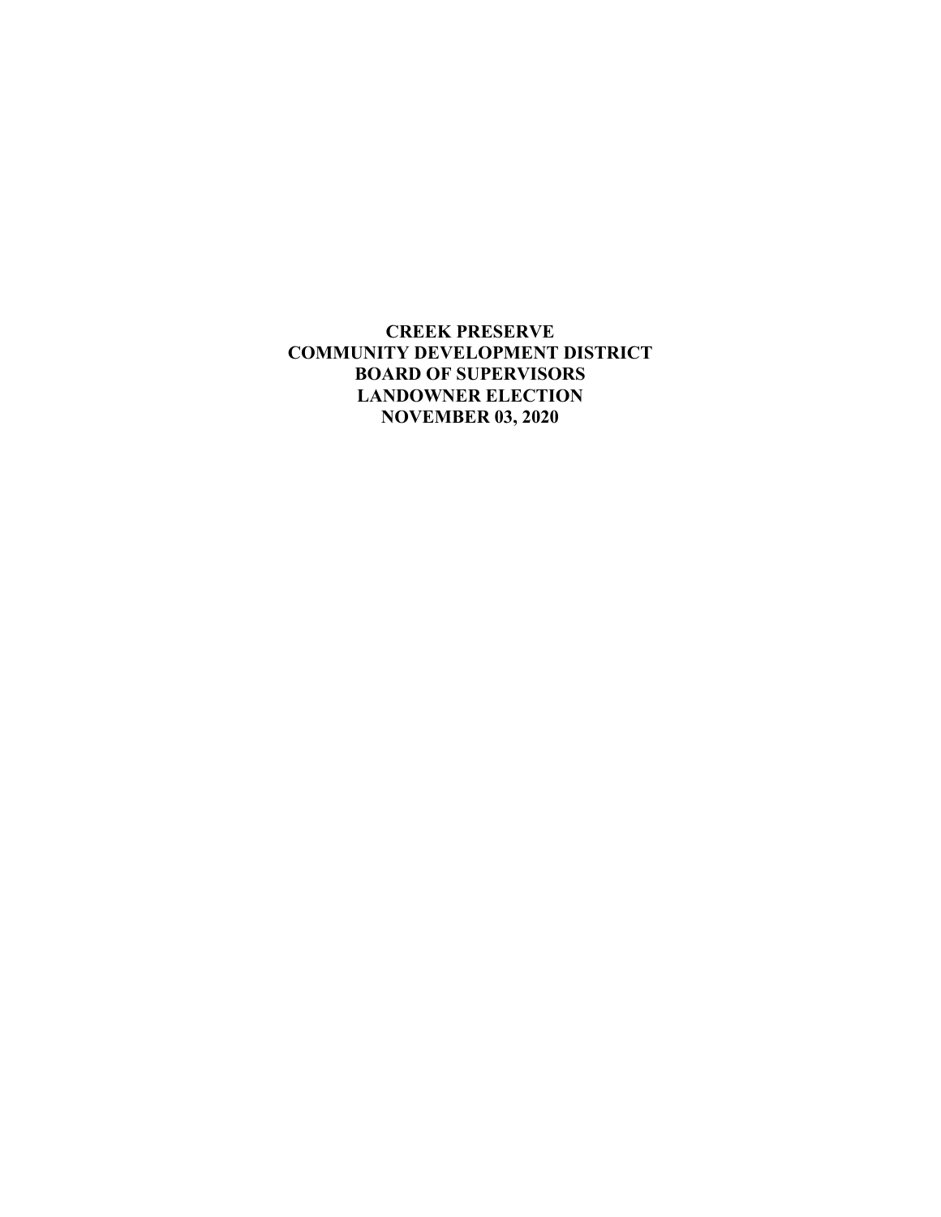**CREEK PRESERVE**
**COMMUNITY DEVELOPMENT DISTRICT**
**BOARD OF SUPERVISORS**
**LANDOWNER ELECTION**
**NOVEMBER 03, 2020**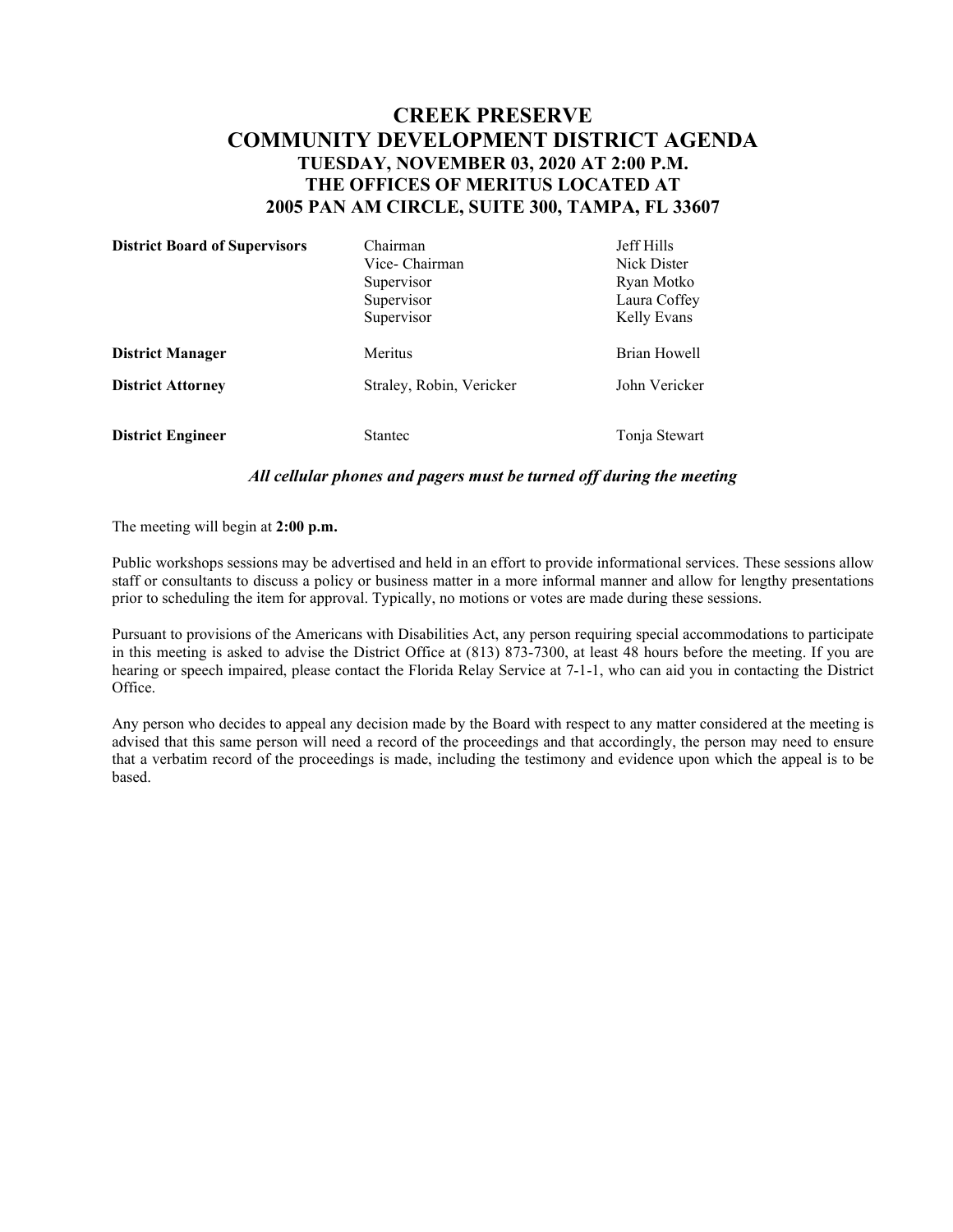# CREEK PRESERVE
# COMMUNITY DEVELOPMENT DISTRICT AGENDA
## TUESDAY, NOVEMBER 03, 2020 AT 2:00 P.M.
## THE OFFICES OF MERITUS LOCATED AT
## 2005 PAN AM CIRCLE, SUITE 300, TAMPA, FL 33607

| | | |
|---|---|---|
| **District Board of Supervisors** | Chairman | Jeff Hills |
| | Vice- Chairman | Nick Dister |
| | Supervisor | Ryan Motko |
| | Supervisor | Laura Coffey |
| | Supervisor | Kelly Evans |
| **District Manager** | Meritus | Brian Howell |
| **District Attorney** | Straley, Robin, Vericker | John Vericker |
| **District Engineer** | Stantec | Tonja Stewart |

***All cellular phones and pagers must be turned off during the meeting***

The meeting will begin at **2:00 p.m.**

Public workshops sessions may be advertised and held in an effort to provide informational services. These sessions allow staff or consultants to discuss a policy or business matter in a more informal manner and allow for lengthy presentations prior to scheduling the item for approval. Typically, no motions or votes are made during these sessions.

Pursuant to provisions of the Americans with Disabilities Act, any person requiring special accommodations to participate in this meeting is asked to advise the District Office at (813) 873-7300, at least 48 hours before the meeting. If you are hearing or speech impaired, please contact the Florida Relay Service at 7-1-1, who can aid you in contacting the District Office.

Any person who decides to appeal any decision made by the Board with respect to any matter considered at the meeting is advised that this same person will need a record of the proceedings and that accordingly, the person may need to ensure that a verbatim record of the proceedings is made, including the testimony and evidence upon which the appeal is to be based.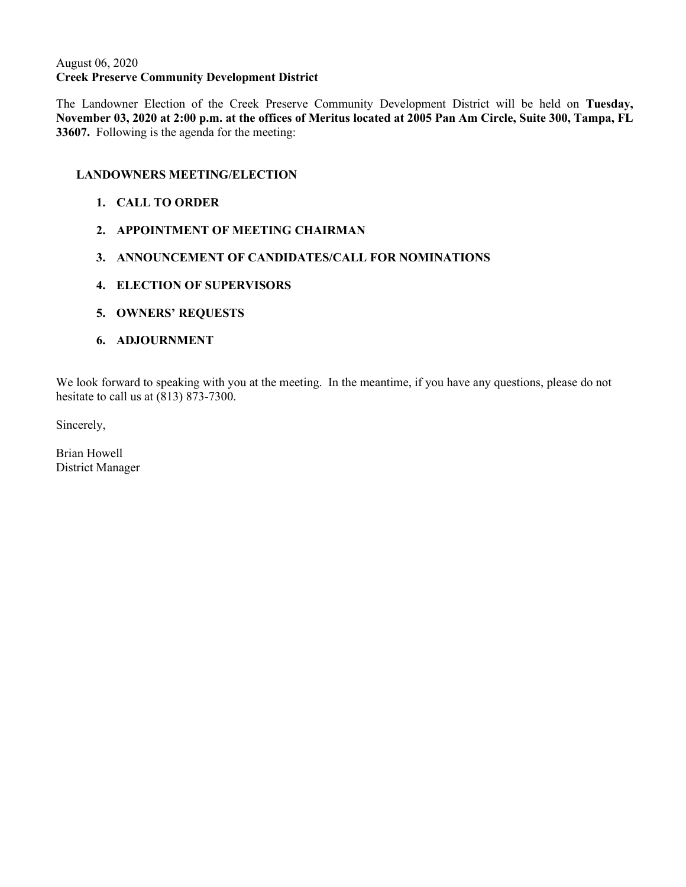August 06, 2020
**Creek Preserve Community Development District**

The Landowner Election of the Creek Preserve Community Development District will be held on **Tuesday, November 03, 2020 at 2:00 p.m. at the offices of Meritus located at 2005 Pan Am Circle, Suite 300, Tampa, FL 33607.** Following is the agenda for the meeting:

**LANDOWNERS MEETING/ELECTION**

1. **CALL TO ORDER**
2. **APPOINTMENT OF MEETING CHAIRMAN**
3. **ANNOUNCEMENT OF CANDIDATES/CALL FOR NOMINATIONS**
4. **ELECTION OF SUPERVISORS**
5. **OWNERS' REQUESTS**
6. **ADJOURNMENT**

We look forward to speaking with you at the meeting. In the meantime, if you have any questions, please do not hesitate to call us at (813) 873-7300.

Sincerely,

Brian Howell
District Manager